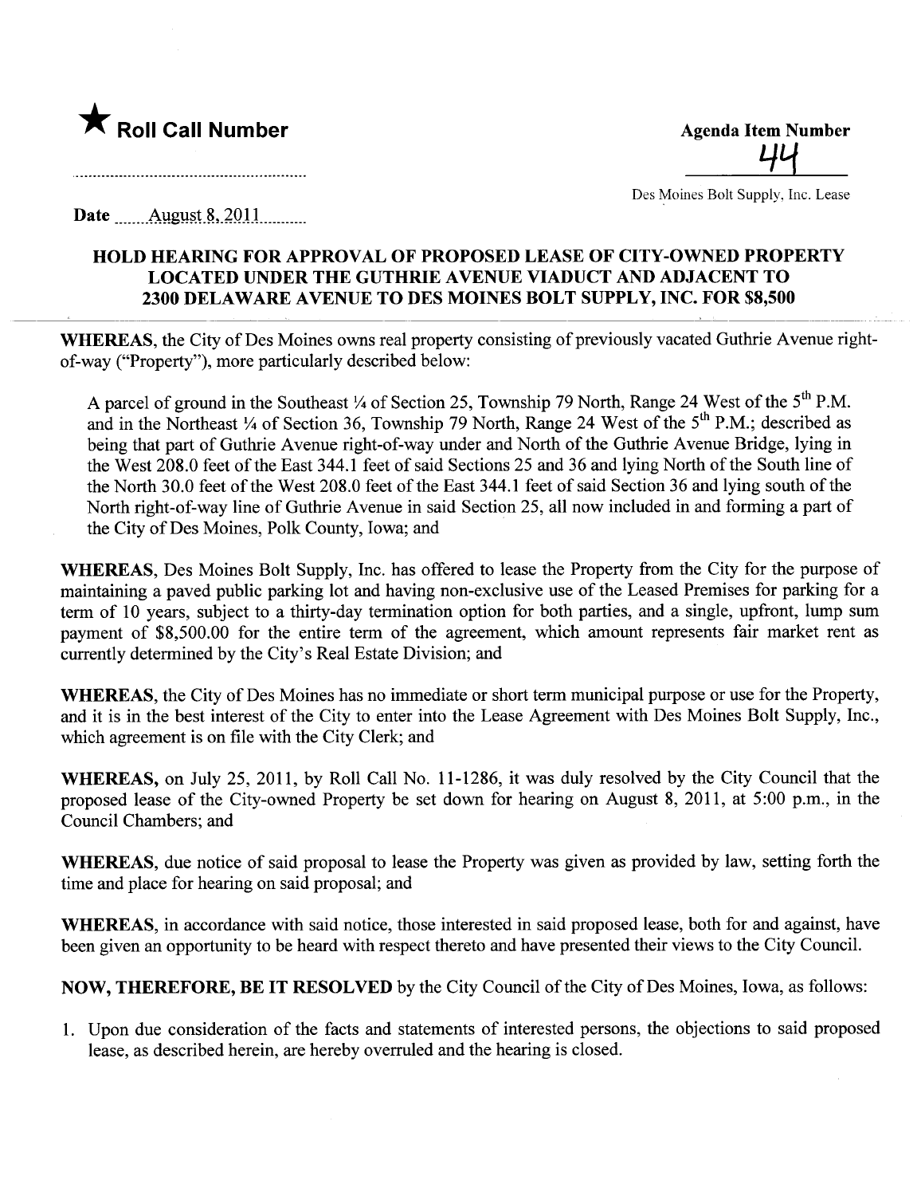★ **Roll Call Number**

..............................................................

**Agenda Item Number**

44

Des Moines Bolt Supply, Inc. Lease

Date ......August 8, 2011..........

## HOLD HEARING FOR APPROVAL OF PROPOSED LEASE OF CITY-OWNED PROPERTY LOCATED UNDER THE GUTHRIE AVENUE VIADUCT AND ADJACENT TO 2300 DELAWARE AVENUE TO DES MOINES BOLT SUPPLY, INC. FOR $8,500

**WHEREAS**, the City of Des Moines owns real property consisting of previously vacated Guthrie Avenue right-of-way ("Property"), more particularly described below:

A parcel of ground in the Southeast ¼ of Section 25, Township 79 North, Range 24 West of the 5th P.M. and in the Northeast ¼ of Section 36, Township 79 North, Range 24 West of the 5th P.M.; described as being that part of Guthrie Avenue right-of-way under and North of the Guthrie Avenue Bridge, lying in the West 208.0 feet of the East 344.1 feet of said Sections 25 and 36 and lying North of the South line of the North 30.0 feet of the West 208.0 feet of the East 344.1 feet of said Section 36 and lying south of the North right-of-way line of Guthrie Avenue in said Section 25, all now included in and forming a part of the City of Des Moines, Polk County, Iowa; and

**WHEREAS**, Des Moines Bolt Supply, Inc. has offered to lease the Property from the City for the purpose of maintaining a paved public parking lot and having non-exclusive use of the Leased Premises for parking for a term of 10 years, subject to a thirty-day termination option for both parties, and a single, upfront, lump sum payment of $8,500.00 for the entire term of the agreement, which amount represents fair market rent as currently determined by the City's Real Estate Division; and

**WHEREAS**, the City of Des Moines has no immediate or short term municipal purpose or use for the Property, and it is in the best interest of the City to enter into the Lease Agreement with Des Moines Bolt Supply, Inc., which agreement is on file with the City Clerk; and

**WHEREAS,** on July 25, 2011, by Roll Call No. 11-1286, it was duly resolved by the City Council that the proposed lease of the City-owned Property be set down for hearing on August 8, 2011, at 5:00 p.m., in the Council Chambers; and

**WHEREAS**, due notice of said proposal to lease the Property was given as provided by law, setting forth the time and place for hearing on said proposal; and

**WHEREAS**, in accordance with said notice, those interested in said proposed lease, both for and against, have been given an opportunity to be heard with respect thereto and have presented their views to the City Council.

**NOW, THEREFORE, BE IT RESOLVED** by the City Council of the City of Des Moines, Iowa, as follows:

1. Upon due consideration of the facts and statements of interested persons, the objections to said proposed lease, as described herein, are hereby overruled and the hearing is closed.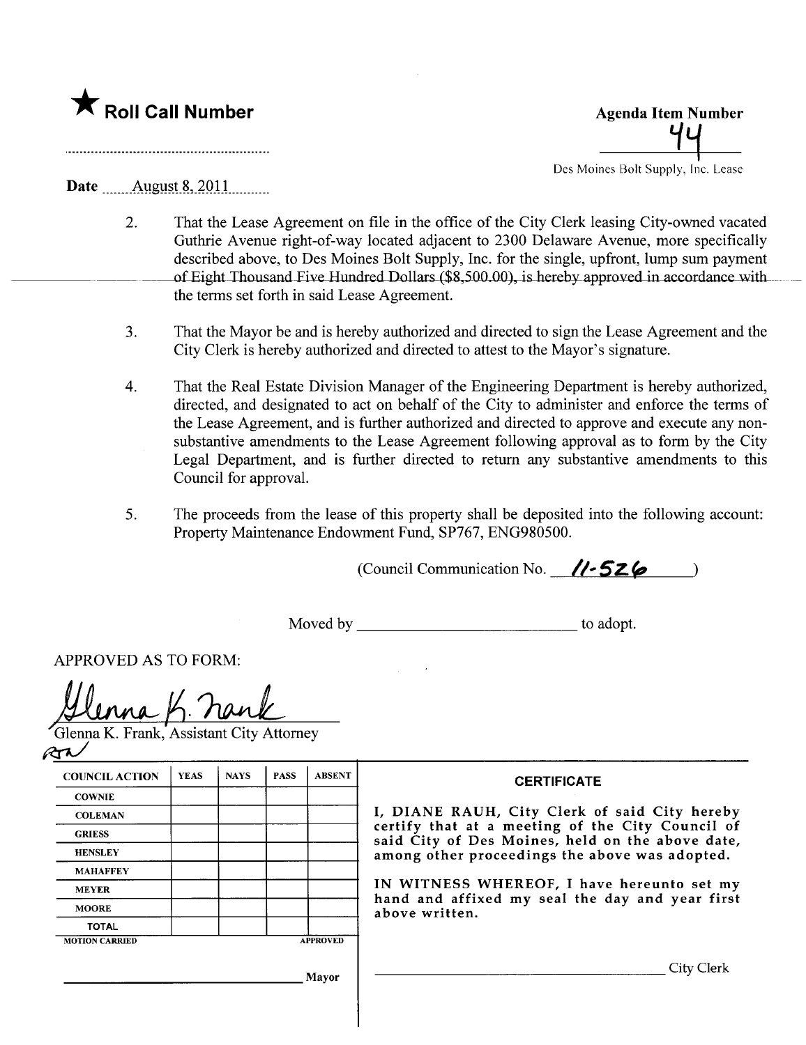★ **Roll Call Number**

..........................................................

**Agenda Item Number**

44

Des Moines Bolt Supply, Inc. Lease

**Date** ......August 8, 2011..........

2. That the Lease Agreement on file in the office of the City Clerk leasing City-owned vacated Guthrie Avenue right-of-way located adjacent to 2300 Delaware Avenue, more specifically described above, to Des Moines Bolt Supply, Inc. for the single, upfront, lump sum payment of Eight Thousand Five Hundred Dollars ($8,500.00), is hereby approved in accordance with the terms set forth in said Lease Agreement.

3. That the Mayor be and is hereby authorized and directed to sign the Lease Agreement and the City Clerk is hereby authorized and directed to attest to the Mayor's signature.

4. That the Real Estate Division Manager of the Engineering Department is hereby authorized, directed, and designated to act on behalf of the City to administer and enforce the terms of the Lease Agreement, and is further authorized and directed to approve and execute any non-substantive amendments to the Lease Agreement following approval as to form by the City Legal Department, and is further directed to return any substantive amendments to this Council for approval.

5. The proceeds from the lease of this property shall be deposited into the following account: Property Maintenance Endowment Fund, SP767, ENG980500.

(Council Communication No. 11-526)

Moved by ______________________________ to adopt.

APPROVED AS TO FORM:

Glenna K. Frank

Glenna K. Frank, Assistant City Attorney

| COUNCIL ACTION | YEAS | NAYS | PASS | ABSENT |
|---|---|---|---|---|
| COWNIE | | | | |
| COLEMAN | | | | |
| GRIESS | | | | |
| HENSLEY | | | | |
| MAHAFFEY | | | | |
| MEYER | | | | |
| MOORE | | | | |
| TOTAL | | | | |

MOTION CARRIED APPROVED

______________________________ Mayor

**CERTIFICATE**

I, DIANE RAUH, City Clerk of said City hereby certify that at a meeting of the City Council of said City of Des Moines, held on the above date, among other proceedings the above was adopted.

IN WITNESS WHEREOF, I have hereunto set my hand and affixed my seal the day and year first above written.

______________________________ City Clerk